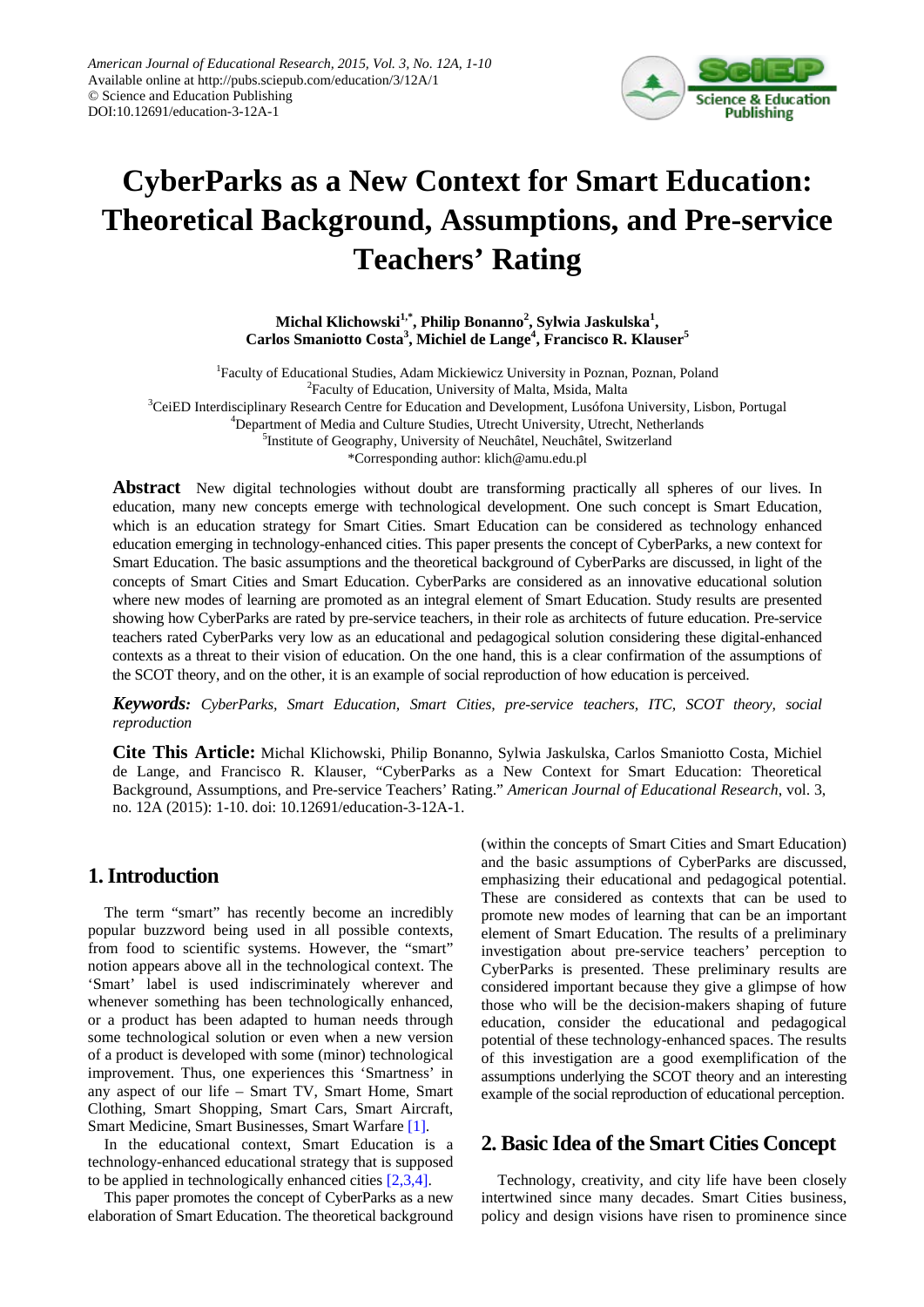# CyberParks as a New Context for Smart Education: Theoretical Background, Assumptions, and Pre-service Teachers' Rating

**Michal Klichowski[1,*], Philip Bonanno[2], Sylwia Jaskulska[1], Carlos Smaniotto Costa[3], Michiel de Lange[4], Francisco R. Klauser[5]**

[1]Faculty of Educational Studies, Adam Mickiewicz University in Poznan, Poznan, Poland
[2]Faculty of Education, University of Malta, Msida, Malta
[3]CeiED Interdisciplinary Research Centre for Education and Development, Lusófona University, Lisbon, Portugal
[4]Department of Media and Culture Studies, Utrecht University, Utrecht, Netherlands
[5]Institute of Geography, University of Neuchâtel, Neuchâtel, Switzerland
*Corresponding author: klich@amu.edu.pl

**Abstract** New digital technologies without doubt are transforming practically all spheres of our lives. In education, many new concepts emerge with technological development. One such concept is Smart Education, which is an education strategy for Smart Cities. Smart Education can be considered as technology enhanced education emerging in technology-enhanced cities. This paper presents the concept of CyberParks, a new context for Smart Education. The basic assumptions and the theoretical background of CyberParks are discussed, in light of the concepts of Smart Cities and Smart Education. CyberParks are considered as an innovative educational solution where new modes of learning are promoted as an integral element of Smart Education. Study results are presented showing how CyberParks are rated by pre-service teachers, in their role as architects of future education. Pre-service teachers rated CyberParks very low as an educational and pedagogical solution considering these digital-enhanced contexts as a threat to their vision of education. On the one hand, this is a clear confirmation of the assumptions of the SCOT theory, and on the other, it is an example of social reproduction of how education is perceived.

***Keywords:*** *CyberParks, Smart Education, Smart Cities, pre-service teachers, ITC, SCOT theory, social reproduction*

**Cite This Article:** Michal Klichowski, Philip Bonanno, Sylwia Jaskulska, Carlos Smaniotto Costa, Michiel de Lange, and Francisco R. Klauser, "CyberParks as a New Context for Smart Education: Theoretical Background, Assumptions, and Pre-service Teachers' Rating." *American Journal of Educational Research*, vol. 3, no. 12A (2015): 1-10. doi: 10.12691/education-3-12A-1.

## 1. Introduction

The term "smart" has recently become an incredibly popular buzzword being used in all possible contexts, from food to scientific systems. However, the "smart" notion appears above all in the technological context. The 'Smart' label is used indiscriminately wherever and whenever something has been technologically enhanced, or a product has been adapted to human needs through some technological solution or even when a new version of a product is developed with some (minor) technological improvement. Thus, one experiences this 'Smartness' in any aspect of our life – Smart TV, Smart Home, Smart Clothing, Smart Shopping, Smart Cars, Smart Aircraft, Smart Medicine, Smart Businesses, Smart Warfare [1].

In the educational context, Smart Education is a technology-enhanced educational strategy that is supposed to be applied in technologically enhanced cities [2,3,4].

This paper promotes the concept of CyberParks as a new elaboration of Smart Education. The theoretical background (within the concepts of Smart Cities and Smart Education) and the basic assumptions of CyberParks are discussed, emphasizing their educational and pedagogical potential. These are considered as contexts that can be used to promote new modes of learning that can be an important element of Smart Education. The results of a preliminary investigation about pre-service teachers' perception to CyberParks is presented. These preliminary results are considered important because they give a glimpse of how those who will be the decision-makers shaping of future education, consider the educational and pedagogical potential of these technology-enhanced spaces. The results of this investigation are a good exemplification of the assumptions underlying the SCOT theory and an interesting example of the social reproduction of educational perception.

## 2. Basic Idea of the Smart Cities Concept

Technology, creativity, and city life have been closely intertwined since many decades. Smart Cities business, policy and design visions have risen to prominence since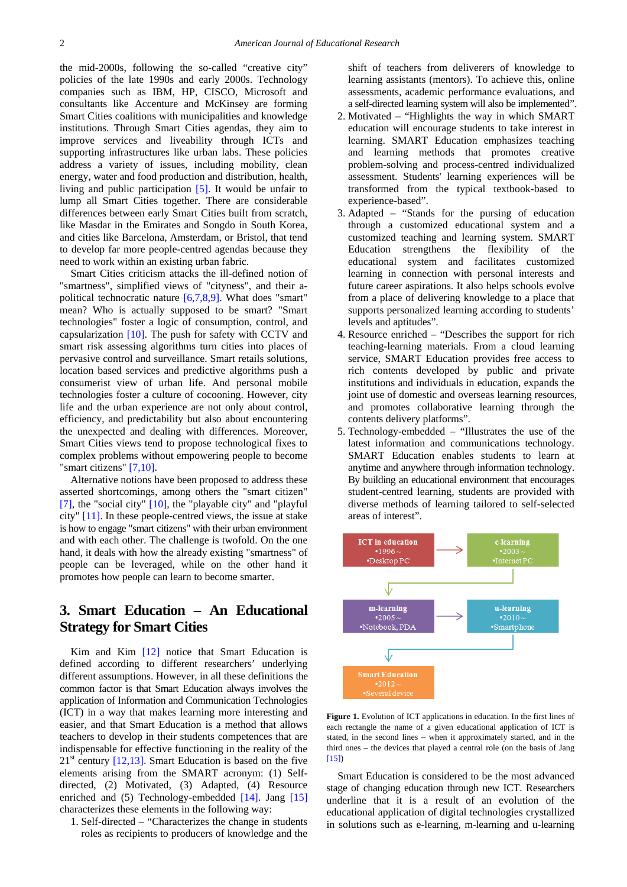the mid-2000s, following the so-called "creative city" policies of the late 1990s and early 2000s. Technology companies such as IBM, HP, CISCO, Microsoft and consultants like Accenture and McKinsey are forming Smart Cities coalitions with municipalities and knowledge institutions. Through Smart Cities agendas, they aim to improve services and liveability through ICTs and supporting infrastructures like urban labs. These policies address a variety of issues, including mobility, clean energy, water and food production and distribution, health, living and public participation [5]. It would be unfair to lump all Smart Cities together. There are considerable differences between early Smart Cities built from scratch, like Masdar in the Emirates and Songdo in South Korea, and cities like Barcelona, Amsterdam, or Bristol, that tend to develop far more people-centred agendas because they need to work within an existing urban fabric.

Smart Cities criticism attacks the ill-defined notion of "smartness", simplified views of "cityness", and their a-political technocratic nature [6,7,8,9]. What does "smart" mean? Who is actually supposed to be smart? "Smart technologies" foster a logic of consumption, control, and capsularization [10]. The push for safety with CCTV and smart risk assessing algorithms turn cities into places of pervasive control and surveillance. Smart retails solutions, location based services and predictive algorithms push a consumerist view of urban life. And personal mobile technologies foster a culture of cocooning. However, city life and the urban experience are not only about control, efficiency, and predictability but also about encountering the unexpected and dealing with differences. Moreover, Smart Cities views tend to propose technological fixes to complex problems without empowering people to become "smart citizens" [7,10].

Alternative notions have been proposed to address these asserted shortcomings, among others the "smart citizen" [7], the "social city" [10], the "playable city" and "playful city" [11]. In these people-centred views, the issue at stake is how to engage "smart citizens" with their urban environment and with each other. The challenge is twofold. On the one hand, it deals with how the already existing "smartness" of people can be leveraged, while on the other hand it promotes how people can learn to become smarter.

## 3. Smart Education – An Educational Strategy for Smart Cities

Kim and Kim [12] notice that Smart Education is defined according to different researchers' underlying different assumptions. However, in all these definitions the common factor is that Smart Education always involves the application of Information and Communication Technologies (ICT) in a way that makes learning more interesting and easier, and that Smart Education is a method that allows teachers to develop in their students competences that are indispensable for effective functioning in the reality of the 21st century [12,13]. Smart Education is based on the five elements arising from the SMART acronym: (1) Self-directed, (2) Motivated, (3) Adapted, (4) Resource enriched and (5) Technology-embedded [14]. Jang [15] characterizes these elements in the following way:

1. Self-directed – "Characterizes the change in students roles as recipients to producers of knowledge and the shift of teachers from deliverers of knowledge to learning assistants (mentors). To achieve this, online assessments, academic performance evaluations, and a self-directed learning system will also be implemented".
2. Motivated – "Highlights the way in which SMART education will encourage students to take interest in learning. SMART Education emphasizes teaching and learning methods that promotes creative problem-solving and process-centred individualized assessment. Students' learning experiences will be transformed from the typical textbook-based to experience-based".
3. Adapted – "Stands for the pursing of education through a customized educational system and a customized teaching and learning system. SMART Education strengthens the flexibility of the educational system and facilitates customized learning in connection with personal interests and future career aspirations. It also helps schools evolve from a place of delivering knowledge to a place that supports personalized learning according to students' levels and aptitudes".
4. Resource enriched – "Describes the support for rich teaching-learning materials. From a cloud learning service, SMART Education provides free access to rich contents developed by public and private institutions and individuals in education, expands the joint use of domestic and overseas learning resources, and promotes collaborative learning through the contents delivery platforms".
5. Technology-embedded – "Illustrates the use of the latest information and communications technology. SMART Education enables students to learn at anytime and anywhere through information technology. By building an educational environment that encourages student-centred learning, students are provided with diverse methods of learning tailored to self-selected areas of interest".

ICT in education
•1996～
•Desktop PC

e-learning
•2003～
•Internet PC

m-learning
•2005～
•Notebook, PDA

u-learning
•2010～
•Smartphone

Smart Education
•2012～
•Several device

**Figure 1.** Evolution of ICT applications in education. In the first lines of each rectangle the name of a given educational application of ICT is stated, in the second lines – when it approximately started, and in the third ones – the devices that played a central role (on the basis of Jang [15])

Smart Education is considered to be the most advanced stage of changing education through new ICT. Researchers underline that it is a result of an evolution of the educational application of digital technologies crystallized in solutions such as e-learning, m-learning and u-learning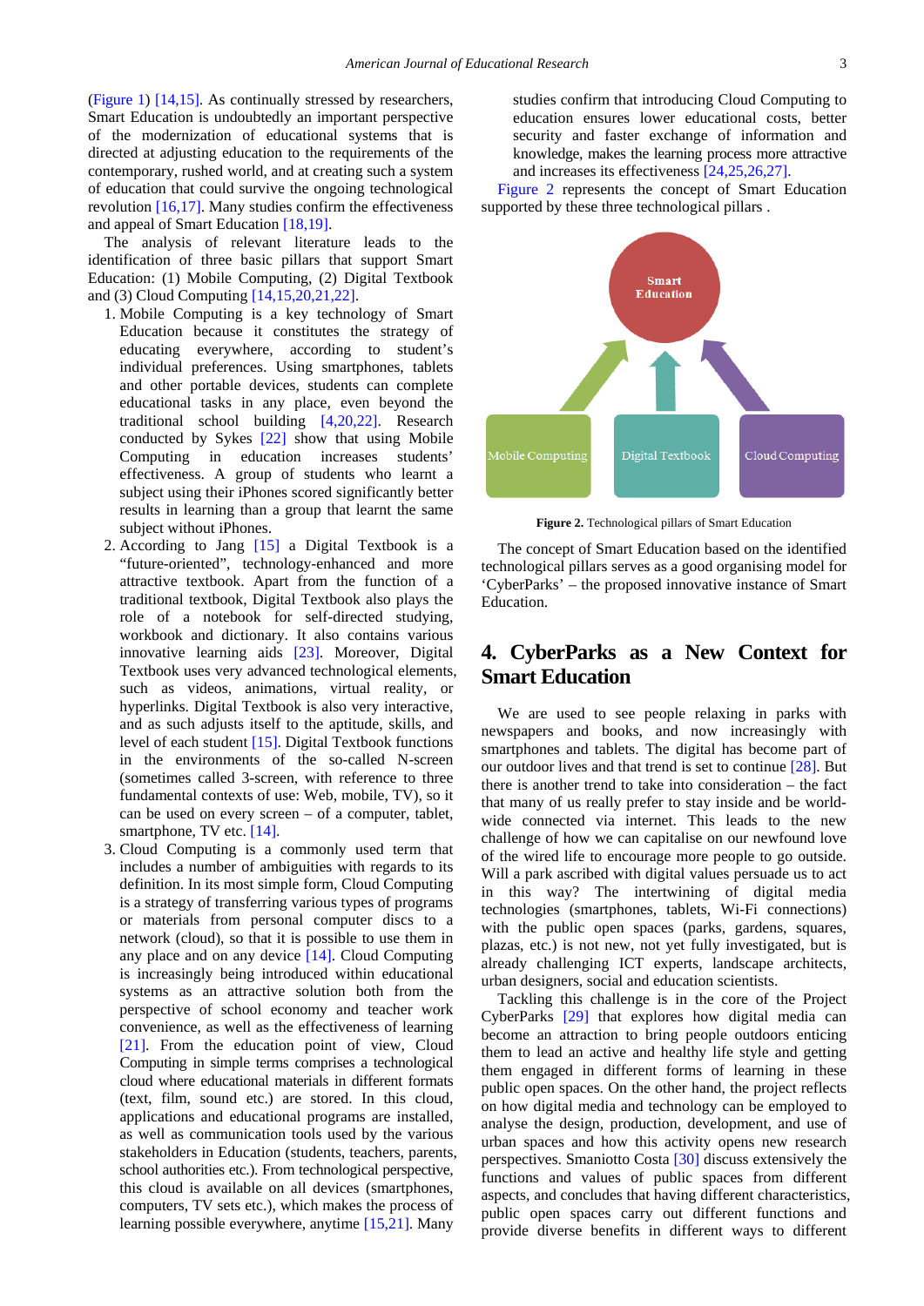(Figure 1) [14,15]. As continually stressed by researchers, Smart Education is undoubtedly an important perspective of the modernization of educational systems that is directed at adjusting education to the requirements of the contemporary, rushed world, and at creating such a system of education that could survive the ongoing technological revolution [16,17]. Many studies confirm the effectiveness and appeal of Smart Education [18,19].

The analysis of relevant literature leads to the identification of three basic pillars that support Smart Education: (1) Mobile Computing, (2) Digital Textbook and (3) Cloud Computing [14,15,20,21,22].

1. Mobile Computing is a key technology of Smart Education because it constitutes the strategy of educating everywhere, according to student's individual preferences. Using smartphones, tablets and other portable devices, students can complete educational tasks in any place, even beyond the traditional school building [4,20,22]. Research conducted by Sykes [22] show that using Mobile Computing in education increases students' effectiveness. A group of students who learnt a subject using their iPhones scored significantly better results in learning than a group that learnt the same subject without iPhones.
2. According to Jang [15] a Digital Textbook is a "future-oriented", technology-enhanced and more attractive textbook. Apart from the function of a traditional textbook, Digital Textbook also plays the role of a notebook for self-directed studying, workbook and dictionary. It also contains various innovative learning aids [23]. Moreover, Digital Textbook uses very advanced technological elements, such as videos, animations, virtual reality, or hyperlinks. Digital Textbook is also very interactive, and as such adjusts itself to the aptitude, skills, and level of each student [15]. Digital Textbook functions in the environments of the so-called N-screen (sometimes called 3-screen, with reference to three fundamental contexts of use: Web, mobile, TV), so it can be used on every screen – of a computer, tablet, smartphone, TV etc. [14].
3. Cloud Computing is a commonly used term that includes a number of ambiguities with regards to its definition. In its most simple form, Cloud Computing is a strategy of transferring various types of programs or materials from personal computer discs to a network (cloud), so that it is possible to use them in any place and on any device [14]. Cloud Computing is increasingly being introduced within educational systems as an attractive solution both from the perspective of school economy and teacher work convenience, as well as the effectiveness of learning [21]. From the education point of view, Cloud Computing in simple terms comprises a technological cloud where educational materials in different formats (text, film, sound etc.) are stored. In this cloud, applications and educational programs are installed, as well as communication tools used by the various stakeholders in Education (students, teachers, parents, school authorities etc.). From technological perspective, this cloud is available on all devices (smartphones, computers, TV sets etc.), which makes the process of learning possible everywhere, anytime [15,21]. Many studies confirm that introducing Cloud Computing to education ensures lower educational costs, better security and faster exchange of information and knowledge, makes the learning process more attractive and increases its effectiveness [24,25,26,27].

Figure 2 represents the concept of Smart Education supported by these three technological pillars .

**Figure 2.** Technological pillars of Smart Education

The concept of Smart Education based on the identified technological pillars serves as a good organising model for 'CyberParks' – the proposed innovative instance of Smart Education.

## 4. CyberParks as a New Context for Smart Education

We are used to see people relaxing in parks with newspapers and books, and now increasingly with smartphones and tablets. The digital has become part of our outdoor lives and that trend is set to continue [28]. But there is another trend to take into consideration – the fact that many of us really prefer to stay inside and be world-wide connected via internet. This leads to the new challenge of how we can capitalise on our newfound love of the wired life to encourage more people to go outside. Will a park ascribed with digital values persuade us to act in this way? The intertwining of digital media technologies (smartphones, tablets, Wi-Fi connections) with the public open spaces (parks, gardens, squares, plazas, etc.) is not new, not yet fully investigated, but is already challenging ICT experts, landscape architects, urban designers, social and education scientists.

Tackling this challenge is in the core of the Project CyberParks [29] that explores how digital media can become an attraction to bring people outdoors enticing them to lead an active and healthy life style and getting them engaged in different forms of learning in these public open spaces. On the other hand, the project reflects on how digital media and technology can be employed to analyse the design, production, development, and use of urban spaces and how this activity opens new research perspectives. Smaniotto Costa [30] discuss extensively the functions and values of public spaces from different aspects, and concludes that having different characteristics, public open spaces carry out different functions and provide diverse benefits in different ways to different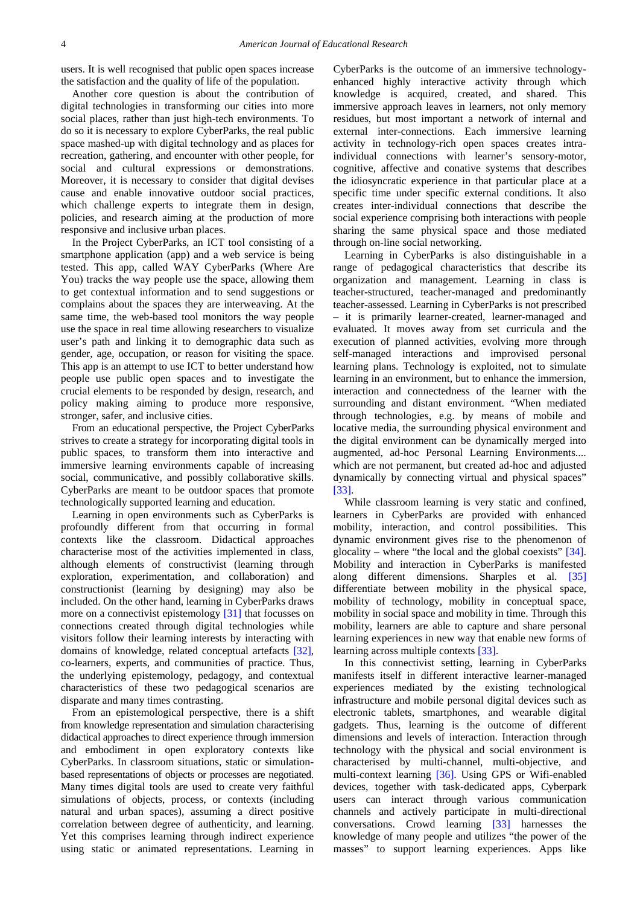users. It is well recognised that public open spaces increase the satisfaction and the quality of life of the population.

Another core question is about the contribution of digital technologies in transforming our cities into more social places, rather than just high-tech environments. To do so it is necessary to explore CyberParks, the real public space mashed-up with digital technology and as places for recreation, gathering, and encounter with other people, for social and cultural expressions or demonstrations. Moreover, it is necessary to consider that digital devises cause and enable innovative outdoor social practices, which challenge experts to integrate them in design, policies, and research aiming at the production of more responsive and inclusive urban places.

In the Project CyberParks, an ICT tool consisting of a smartphone application (app) and a web service is being tested. This app, called WAY CyberParks (Where Are You) tracks the way people use the space, allowing them to get contextual information and to send suggestions or complains about the spaces they are interweaving. At the same time, the web-based tool monitors the way people use the space in real time allowing researchers to visualize user's path and linking it to demographic data such as gender, age, occupation, or reason for visiting the space. This app is an attempt to use ICT to better understand how people use public open spaces and to investigate the crucial elements to be responded by design, research, and policy making aiming to produce more responsive, stronger, safer, and inclusive cities.

From an educational perspective, the Project CyberParks strives to create a strategy for incorporating digital tools in public spaces, to transform them into interactive and immersive learning environments capable of increasing social, communicative, and possibly collaborative skills. CyberParks are meant to be outdoor spaces that promote technologically supported learning and education.

Learning in open environments such as CyberParks is profoundly different from that occurring in formal contexts like the classroom. Didactical approaches characterise most of the activities implemented in class, although elements of constructivist (learning through exploration, experimentation, and collaboration) and constructionist (learning by designing) may also be included. On the other hand, learning in CyberParks draws more on a connectivist epistemology [31] that focusses on connections created through digital technologies while visitors follow their learning interests by interacting with domains of knowledge, related conceptual artefacts [32], co-learners, experts, and communities of practice. Thus, the underlying epistemology, pedagogy, and contextual characteristics of these two pedagogical scenarios are disparate and many times contrasting.

From an epistemological perspective, there is a shift from knowledge representation and simulation characterising didactical approaches to direct experience through immersion and embodiment in open exploratory contexts like CyberParks. In classroom situations, static or simulation-based representations of objects or processes are negotiated. Many times digital tools are used to create very faithful simulations of objects, process, or contexts (including natural and urban spaces), assuming a direct positive correlation between degree of authenticity, and learning. Yet this comprises learning through indirect experience using static or animated representations. Learning in CyberParks is the outcome of an immersive technology-enhanced highly interactive activity through which knowledge is acquired, created, and shared. This immersive approach leaves in learners, not only memory residues, but most important a network of internal and external inter-connections. Each immersive learning activity in technology-rich open spaces creates intra-individual connections with learner's sensory-motor, cognitive, affective and conative systems that describes the idiosyncratic experience in that particular place at a specific time under specific external conditions. It also creates inter-individual connections that describe the social experience comprising both interactions with people sharing the same physical space and those mediated through on-line social networking.

Learning in CyberParks is also distinguishable in a range of pedagogical characteristics that describe its organization and management. Learning in class is teacher-structured, teacher-managed and predominantly teacher-assessed. Learning in CyberParks is not prescribed – it is primarily learner-created, learner-managed and evaluated. It moves away from set curricula and the execution of planned activities, evolving more through self-managed interactions and improvised personal learning plans. Technology is exploited, not to simulate learning in an environment, but to enhance the immersion, interaction and connectedness of the learner with the surrounding and distant environment. "When mediated through technologies, e.g. by means of mobile and locative media, the surrounding physical environment and the digital environment can be dynamically merged into augmented, ad-hoc Personal Learning Environments.... which are not permanent, but created ad-hoc and adjusted dynamically by connecting virtual and physical spaces" [33].

While classroom learning is very static and confined, learners in CyberParks are provided with enhanced mobility, interaction, and control possibilities. This dynamic environment gives rise to the phenomenon of glocality – where "the local and the global coexists" [34]. Mobility and interaction in CyberParks is manifested along different dimensions. Sharples et al. [35] differentiate between mobility in the physical space, mobility of technology, mobility in conceptual space, mobility in social space and mobility in time. Through this mobility, learners are able to capture and share personal learning experiences in new way that enable new forms of learning across multiple contexts [33].

In this connectivist setting, learning in CyberParks manifests itself in different interactive learner-managed experiences mediated by the existing technological infrastructure and mobile personal digital devices such as electronic tablets, smartphones, and wearable digital gadgets. Thus, learning is the outcome of different dimensions and levels of interaction. Interaction through technology with the physical and social environment is characterised by multi-channel, multi-objective, and multi-context learning [36]. Using GPS or Wifi-enabled devices, together with task-dedicated apps, Cyberpark users can interact through various communication channels and actively participate in multi-directional conversations. Crowd learning [33] harnesses the knowledge of many people and utilizes "the power of the masses" to support learning experiences. Apps like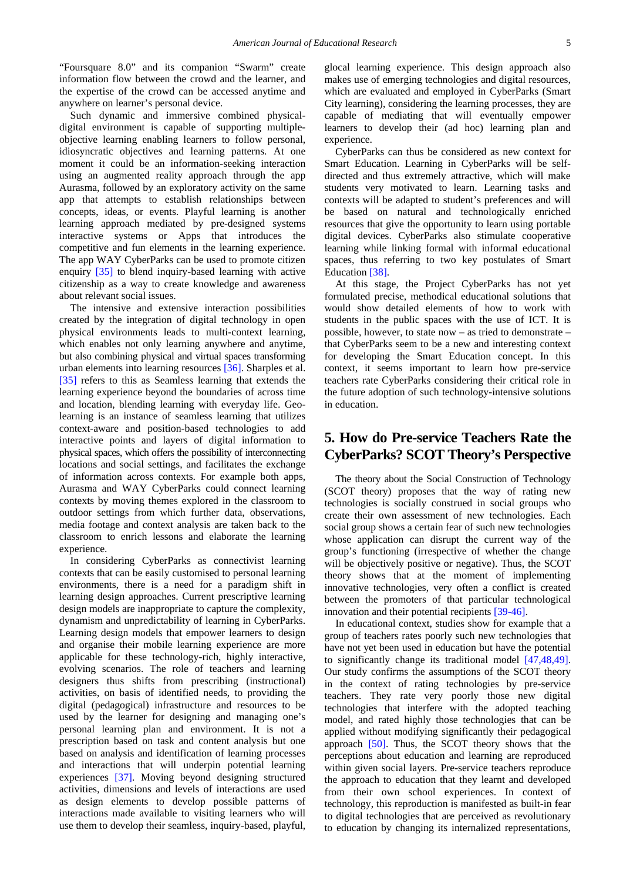"Foursquare 8.0" and its companion "Swarm" create information flow between the crowd and the learner, and the expertise of the crowd can be accessed anytime and anywhere on learner's personal device.

Such dynamic and immersive combined physical-digital environment is capable of supporting multiple-objective learning enabling learners to follow personal, idiosyncratic objectives and learning patterns. At one moment it could be an information-seeking interaction using an augmented reality approach through the app Aurasma, followed by an exploratory activity on the same app that attempts to establish relationships between concepts, ideas, or events. Playful learning is another learning approach mediated by pre-designed systems interactive systems or Apps that introduces the competitive and fun elements in the learning experience. The app WAY CyberParks can be used to promote citizen enquiry [35] to blend inquiry-based learning with active citizenship as a way to create knowledge and awareness about relevant social issues.

The intensive and extensive interaction possibilities created by the integration of digital technology in open physical environments leads to multi-context learning, which enables not only learning anywhere and anytime, but also combining physical and virtual spaces transforming urban elements into learning resources [36]. Sharples et al. [35] refers to this as Seamless learning that extends the learning experience beyond the boundaries of across time and location, blending learning with everyday life. Geo-learning is an instance of seamless learning that utilizes context-aware and position-based technologies to add interactive points and layers of digital information to physical spaces, which offers the possibility of interconnecting locations and social settings, and facilitates the exchange of information across contexts. For example both apps, Aurasma and WAY CyberParks could connect learning contexts by moving themes explored in the classroom to outdoor settings from which further data, observations, media footage and context analysis are taken back to the classroom to enrich lessons and elaborate the learning experience.

In considering CyberParks as connectivist learning contexts that can be easily customised to personal learning environments, there is a need for a paradigm shift in learning design approaches. Current prescriptive learning design models are inappropriate to capture the complexity, dynamism and unpredictability of learning in CyberParks. Learning design models that empower learners to design and organise their mobile learning experience are more applicable for these technology-rich, highly interactive, evolving scenarios. The role of teachers and learning designers thus shifts from prescribing (instructional) activities, on basis of identified needs, to providing the digital (pedagogical) infrastructure and resources to be used by the learner for designing and managing one's personal learning plan and environment. It is not a prescription based on task and content analysis but one based on analysis and identification of learning processes and interactions that will underpin potential learning experiences [37]. Moving beyond designing structured activities, dimensions and levels of interactions are used as design elements to develop possible patterns of interactions made available to visiting learners who will use them to develop their seamless, inquiry-based, playful, glocal learning experience. This design approach also makes use of emerging technologies and digital resources, which are evaluated and employed in CyberParks (Smart City learning), considering the learning processes, they are capable of mediating that will eventually empower learners to develop their (ad hoc) learning plan and experience.

CyberParks can thus be considered as new context for Smart Education. Learning in CyberParks will be self-directed and thus extremely attractive, which will make students very motivated to learn. Learning tasks and contexts will be adapted to student's preferences and will be based on natural and technologically enriched resources that give the opportunity to learn using portable digital devices. CyberParks also stimulate cooperative learning while linking formal with informal educational spaces, thus referring to two key postulates of Smart Education [38].

At this stage, the Project CyberParks has not yet formulated precise, methodical educational solutions that would show detailed elements of how to work with students in the public spaces with the use of ICT. It is possible, however, to state now – as tried to demonstrate – that CyberParks seem to be a new and interesting context for developing the Smart Education concept. In this context, it seems important to learn how pre-service teachers rate CyberParks considering their critical role in the future adoption of such technology-intensive solutions in education.

## 5. How do Pre-service Teachers Rate the CyberParks? SCOT Theory's Perspective

The theory about the Social Construction of Technology (SCOT theory) proposes that the way of rating new technologies is socially construed in social groups who create their own assessment of new technologies. Each social group shows a certain fear of such new technologies whose application can disrupt the current way of the group's functioning (irrespective of whether the change will be objectively positive or negative). Thus, the SCOT theory shows that at the moment of implementing innovative technologies, very often a conflict is created between the promoters of that particular technological innovation and their potential recipients [39-46].

In educational context, studies show for example that a group of teachers rates poorly such new technologies that have not yet been used in education but have the potential to significantly change its traditional model [47,48,49]. Our study confirms the assumptions of the SCOT theory in the context of rating technologies by pre-service teachers. They rate very poorly those new digital technologies that interfere with the adopted teaching model, and rated highly those technologies that can be applied without modifying significantly their pedagogical approach [50]. Thus, the SCOT theory shows that the perceptions about education and learning are reproduced within given social layers. Pre-service teachers reproduce the approach to education that they learnt and developed from their own school experiences. In context of technology, this reproduction is manifested as built-in fear to digital technologies that are perceived as revolutionary to education by changing its internalized representations,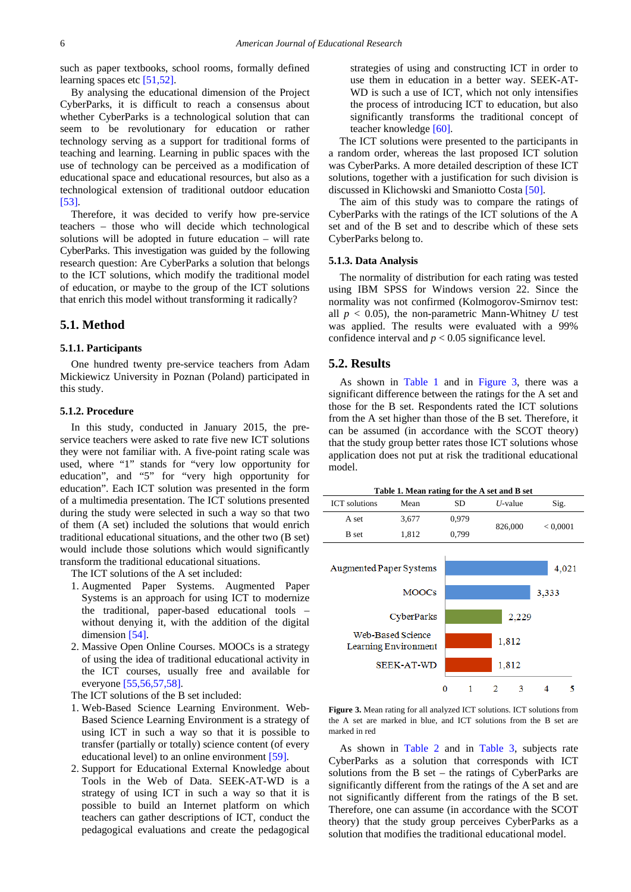such as paper textbooks, school rooms, formally defined learning spaces etc [51,52].

By analysing the educational dimension of the Project CyberParks, it is difficult to reach a consensus about whether CyberParks is a technological solution that can seem to be revolutionary for education or rather technology serving as a support for traditional forms of teaching and learning. Learning in public spaces with the use of technology can be perceived as a modification of educational space and educational resources, but also as a technological extension of traditional outdoor education [53].

Therefore, it was decided to verify how pre-service teachers – those who will decide which technological solutions will be adopted in future education – will rate CyberParks. This investigation was guided by the following research question: Are CyberParks a solution that belongs to the ICT solutions, which modify the traditional model of education, or maybe to the group of the ICT solutions that enrich this model without transforming it radically?

## 5.1. Method

### 5.1.1. Participants

One hundred twenty pre-service teachers from Adam Mickiewicz University in Poznan (Poland) participated in this study.

### 5.1.2. Procedure

In this study, conducted in January 2015, the pre-service teachers were asked to rate five new ICT solutions they were not familiar with. A five-point rating scale was used, where "1" stands for "very low opportunity for education", and "5" for "very high opportunity for education". Each ICT solution was presented in the form of a multimedia presentation. The ICT solutions presented during the study were selected in such a way so that two of them (A set) included the solutions that would enrich traditional educational situations, and the other two (B set) would include those solutions which would significantly transform the traditional educational situations.

The ICT solutions of the A set included:

1. Augmented Paper Systems. Augmented Paper Systems is an approach for using ICT to modernize the traditional, paper-based educational tools – without denying it, with the addition of the digital dimension [54].
2. Massive Open Online Courses. MOOCs is a strategy of using the idea of traditional educational activity in the ICT courses, usually free and available for everyone [55,56,57,58].

The ICT solutions of the B set included:

1. Web-Based Science Learning Environment. Web-Based Science Learning Environment is a strategy of using ICT in such a way so that it is possible to transfer (partially or totally) science content (of every educational level) to an online environment [59].
2. Support for Educational External Knowledge about Tools in the Web of Data. SEEK-AT-WD is a strategy of using ICT in such a way so that it is possible to build an Internet platform on which teachers can gather descriptions of ICT, conduct the pedagogical evaluations and create the pedagogical strategies of using and constructing ICT in order to use them in education in a better way. SEEK-AT-WD is such a use of ICT, which not only intensifies the process of introducing ICT to education, but also significantly transforms the traditional concept of teacher knowledge [60].

The ICT solutions were presented to the participants in a random order, whereas the last proposed ICT solution was CyberParks. A more detailed description of these ICT solutions, together with a justification for such division is discussed in Klichowski and Smaniotto Costa [50].

The aim of this study was to compare the ratings of CyberParks with the ratings of the ICT solutions of the A set and of the B set and to describe which of these sets CyberParks belong to.

### 5.1.3. Data Analysis

The normality of distribution for each rating was tested using IBM SPSS for Windows version 22. Since the normality was not confirmed (Kolmogorov-Smirnov test: all $p < 0.05$), the non-parametric Mann-Whitney $U$ test was applied. The results were evaluated with a 99% confidence interval and $p < 0.05$ significance level.

## 5.2. Results

As shown in Table 1 and in Figure 3, there was a significant difference between the ratings for the A set and those for the B set. Respondents rated the ICT solutions from the A set higher than those of the B set. Therefore, it can be assumed (in accordance with the SCOT theory) that the study group better rates those ICT solutions whose application does not put at risk the traditional educational model.

**Table 1. Mean rating for the A set and B set**

| ICT solutions | Mean | SD | $U$-value | Sig. |
|---|---|---|---|---|
| A set | 3,677 | 0,979 | 826,000 | < 0,0001 |
| B set | 1,812 | 0,799 | | |

| ICT solution | Mean rating |
|---|---|
| Augmented Paper Systems | 4,021 |
| MOOCs | 3,333 |
| CyberParks | 2,229 |
| Web-Based Science Learning Environment | 1,812 |
| SEEK-AT-WD | 1,812 |

**Figure 3.** Mean rating for all analyzed ICT solutions. ICT solutions from the A set are marked in blue, and ICT solutions from the B set are marked in red

As shown in Table 2 and in Table 3, subjects rate CyberParks as a solution that corresponds with ICT solutions from the B set – the ratings of CyberParks are significantly different from the ratings of the A set and are not significantly different from the ratings of the B set. Therefore, one can assume (in accordance with the SCOT theory) that the study group perceives CyberParks as a solution that modifies the traditional educational model.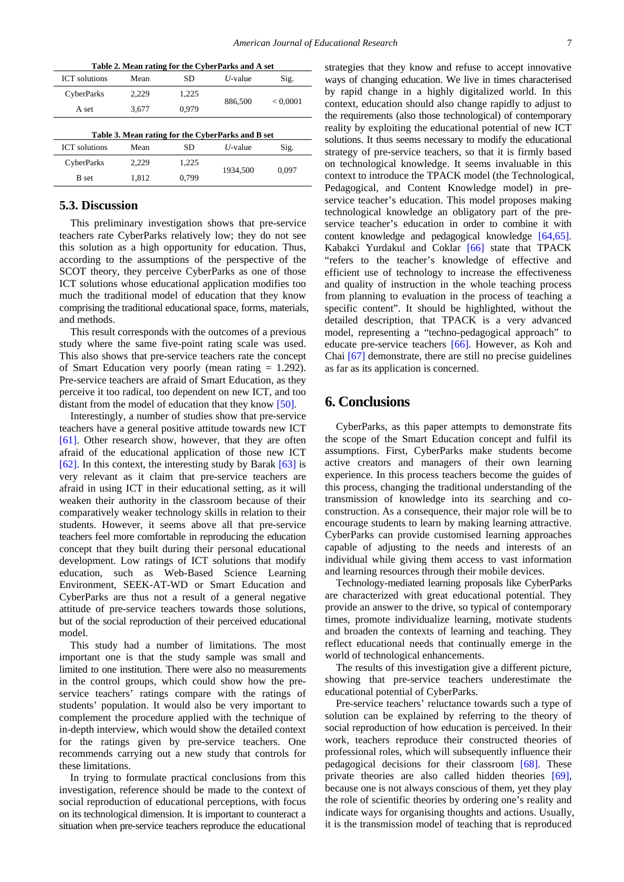**Table 2. Mean rating for the CyberParks and A set**

| ICT solutions | Mean | SD | *U*-value | Sig. |
|---|---|---|---|---|
| CyberParks | 2,229 | 1,225 | 886,500 | < 0,0001 |
| A set | 3,677 | 0,979 | | |

**Table 3. Mean rating for the CyberParks and B set**

| ICT solutions | Mean | SD | *U*-value | Sig. |
|---|---|---|---|---|
| CyberParks | 2,229 | 1,225 | 1934,500 | 0,097 |
| B set | 1,812 | 0,799 | | |

### 5.3. Discussion

This preliminary investigation shows that pre-service teachers rate CyberParks relatively low; they do not see this solution as a high opportunity for education. Thus, according to the assumptions of the perspective of the SCOT theory, they perceive CyberParks as one of those ICT solutions whose educational application modifies too much the traditional model of education that they know comprising the traditional educational space, forms, materials, and methods.

This result corresponds with the outcomes of a previous study where the same five-point rating scale was used. This also shows that pre-service teachers rate the concept of Smart Education very poorly (mean rating = 1.292). Pre-service teachers are afraid of Smart Education, as they perceive it too radical, too dependent on new ICT, and too distant from the model of education that they know [50].

Interestingly, a number of studies show that pre-service teachers have a general positive attitude towards new ICT [61]. Other research show, however, that they are often afraid of the educational application of those new ICT [62]. In this context, the interesting study by Barak [63] is very relevant as it claim that pre-service teachers are afraid in using ICT in their educational setting, as it will weaken their authority in the classroom because of their comparatively weaker technology skills in relation to their students. However, it seems above all that pre-service teachers feel more comfortable in reproducing the education concept that they built during their personal educational development. Low ratings of ICT solutions that modify education, such as Web-Based Science Learning Environment, SEEK-AT-WD or Smart Education and CyberParks are thus not a result of a general negative attitude of pre-service teachers towards those solutions, but of the social reproduction of their perceived educational model.

This study had a number of limitations. The most important one is that the study sample was small and limited to one institution. There were also no measurements in the control groups, which could show how the pre-service teachers' ratings compare with the ratings of students' population. It would also be very important to complement the procedure applied with the technique of in-depth interview, which would show the detailed context for the ratings given by pre-service teachers. One recommends carrying out a new study that controls for these limitations.

In trying to formulate practical conclusions from this investigation, reference should be made to the context of social reproduction of educational perceptions, with focus on its technological dimension. It is important to counteract a situation when pre-service teachers reproduce the educational strategies that they know and refuse to accept innovative ways of changing education. We live in times characterised by rapid change in a highly digitalized world. In this context, education should also change rapidly to adjust to the requirements (also those technological) of contemporary reality by exploiting the educational potential of new ICT solutions. It thus seems necessary to modify the educational strategy of pre-service teachers, so that it is firmly based on technological knowledge. It seems invaluable in this context to introduce the TPACK model (the Technological, Pedagogical, and Content Knowledge model) in pre-service teacher's education. This model proposes making technological knowledge an obligatory part of the pre-service teacher's education in order to combine it with content knowledge and pedagogical knowledge [64,65]. Kabakci Yurdakul and Coklar [66] state that TPACK "refers to the teacher's knowledge of effective and efficient use of technology to increase the effectiveness and quality of instruction in the whole teaching process from planning to evaluation in the process of teaching a specific content". It should be highlighted, without the detailed description, that TPACK is a very advanced model, representing a "techno-pedagogical approach" to educate pre-service teachers [66]. However, as Koh and Chai [67] demonstrate, there are still no precise guidelines as far as its application is concerned.

## 6. Conclusions

CyberParks, as this paper attempts to demonstrate fits the scope of the Smart Education concept and fulfil its assumptions. First, CyberParks make students become active creators and managers of their own learning experience. In this process teachers become the guides of this process, changing the traditional understanding of the transmission of knowledge into its searching and co-construction. As a consequence, their major role will be to encourage students to learn by making learning attractive. CyberParks can provide customised learning approaches capable of adjusting to the needs and interests of an individual while giving them access to vast information and learning resources through their mobile devices.

Technology-mediated learning proposals like CyberParks are characterized with great educational potential. They provide an answer to the drive, so typical of contemporary times, promote individualize learning, motivate students and broaden the contexts of learning and teaching. They reflect educational needs that continually emerge in the world of technological enhancements.

The results of this investigation give a different picture, showing that pre-service teachers underestimate the educational potential of CyberParks.

Pre-service teachers' reluctance towards such a type of solution can be explained by referring to the theory of social reproduction of how education is perceived. In their work, teachers reproduce their constructed theories of professional roles, which will subsequently influence their pedagogical decisions for their classroom [68]. These private theories are also called hidden theories [69], because one is not always conscious of them, yet they play the role of scientific theories by ordering one's reality and indicate ways for organising thoughts and actions. Usually, it is the transmission model of teaching that is reproduced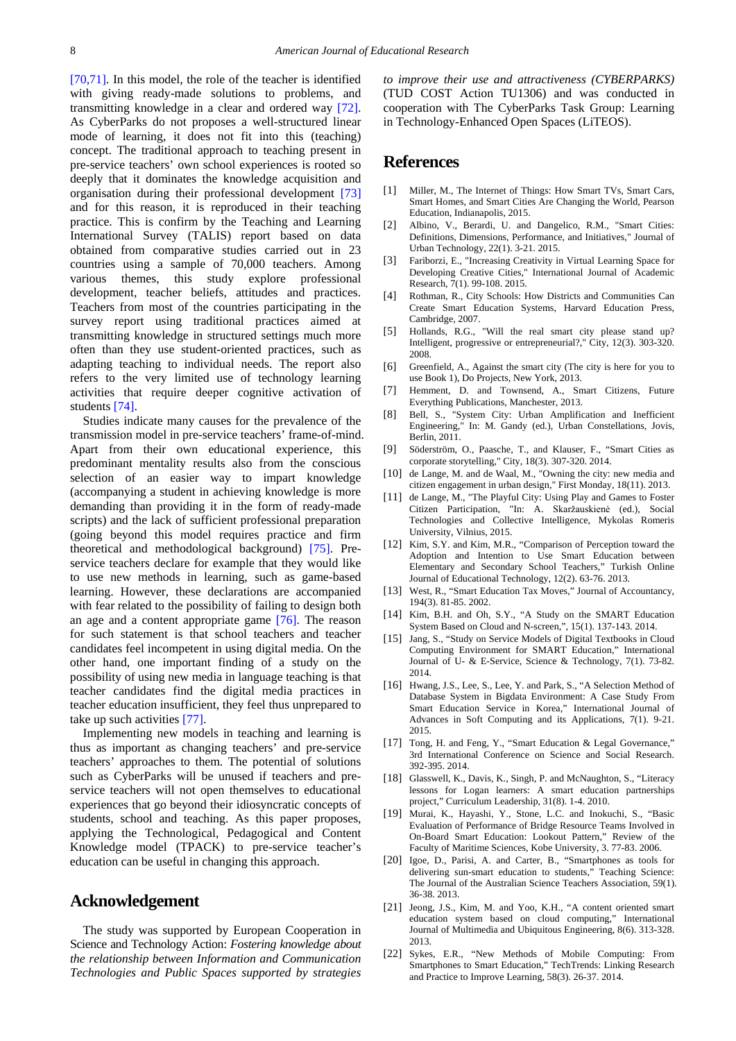[70,71]. In this model, the role of the teacher is identified with giving ready-made solutions to problems, and transmitting knowledge in a clear and ordered way [72]. As CyberParks do not proposes a well-structured linear mode of learning, it does not fit into this (teaching) concept. The traditional approach to teaching present in pre-service teachers' own school experiences is rooted so deeply that it dominates the knowledge acquisition and organisation during their professional development [73] and for this reason, it is reproduced in their teaching practice. This is confirm by the Teaching and Learning International Survey (TALIS) report based on data obtained from comparative studies carried out in 23 countries using a sample of 70,000 teachers. Among various themes, this study explore professional development, teacher beliefs, attitudes and practices. Teachers from most of the countries participating in the survey report using traditional practices aimed at transmitting knowledge in structured settings much more often than they use student-oriented practices, such as adapting teaching to individual needs. The report also refers to the very limited use of technology learning activities that require deeper cognitive activation of students [74].

Studies indicate many causes for the prevalence of the transmission model in pre-service teachers' frame-of-mind. Apart from their own educational experience, this predominant mentality results also from the conscious selection of an easier way to impart knowledge (accompanying a student in achieving knowledge is more demanding than providing it in the form of ready-made scripts) and the lack of sufficient professional preparation (going beyond this model requires practice and firm theoretical and methodological background) [75]. Pre-service teachers declare for example that they would like to use new methods in learning, such as game-based learning. However, these declarations are accompanied with fear related to the possibility of failing to design both an age and a content appropriate game [76]. The reason for such statement is that school teachers and teacher candidates feel incompetent in using digital media. On the other hand, one important finding of a study on the possibility of using new media in language teaching is that teacher candidates find the digital media practices in teacher education insufficient, they feel thus unprepared to take up such activities [77].

Implementing new models in teaching and learning is thus as important as changing teachers' and pre-service teachers' approaches to them. The potential of solutions such as CyberParks will be unused if teachers and pre-service teachers will not open themselves to educational experiences that go beyond their idiosyncratic concepts of students, school and teaching. As this paper proposes, applying the Technological, Pedagogical and Content Knowledge model (TPACK) to pre-service teacher's education can be useful in changing this approach.

## Acknowledgement

The study was supported by European Cooperation in Science and Technology Action: *Fostering knowledge about the relationship between Information and Communication Technologies and Public Spaces supported by strategies to improve their use and attractiveness (CYBERPARKS)* (TUD COST Action TU1306) and was conducted in cooperation with The CyberParks Task Group: Learning in Technology-Enhanced Open Spaces (LiTEOS).

## References

[1] Miller, M., The Internet of Things: How Smart TVs, Smart Cars, Smart Homes, and Smart Cities Are Changing the World, Pearson Education, Indianapolis, 2015.

[2] Albino, V., Berardi, U. and Dangelico, R.M., "Smart Cities: Definitions, Dimensions, Performance, and Initiatives," Journal of Urban Technology, 22(1). 3-21. 2015.

[3] Fariborzi, E., "Increasing Creativity in Virtual Learning Space for Developing Creative Cities," International Journal of Academic Research, 7(1). 99-108. 2015.

[4] Rothman, R., City Schools: How Districts and Communities Can Create Smart Education Systems, Harvard Education Press, Cambridge, 2007.

[5] Hollands, R.G., "Will the real smart city please stand up? Intelligent, progressive or entrepreneurial?," City, 12(3). 303-320. 2008.

[6] Greenfield, A., Against the smart city (The city is here for you to use Book 1), Do Projects, New York, 2013.

[7] Hemment, D. and Townsend, A., Smart Citizens, Future Everything Publications, Manchester, 2013.

[8] Bell, S., "System City: Urban Amplification and Inefficient Engineering," In: M. Gandy (ed.), Urban Constellations, Jovis, Berlin, 2011.

[9] Söderström, O., Paasche, T., and Klauser, F., "Smart Cities as corporate storytelling," City, 18(3). 307-320. 2014.

[10] de Lange, M. and de Waal, M., "Owning the city: new media and citizen engagement in urban design," First Monday, 18(11). 2013.

[11] de Lange, M., "The Playful City: Using Play and Games to Foster Citizen Participation, "In: A. Skaržauskienė (ed.), Social Technologies and Collective Intelligence, Mykolas Romeris University, Vilnius, 2015.

[12] Kim, S.Y. and Kim, M.R., "Comparison of Perception toward the Adoption and Intention to Use Smart Education between Elementary and Secondary School Teachers," Turkish Online Journal of Educational Technology, 12(2). 63-76. 2013.

[13] West, R., "Smart Education Tax Moves," Journal of Accountancy, 194(3). 81-85. 2002.

[14] Kim, B.H. and Oh, S.Y., "A Study on the SMART Education System Based on Cloud and N-screen,", 15(1). 137-143. 2014.

[15] Jang, S., "Study on Service Models of Digital Textbooks in Cloud Computing Environment for SMART Education," International Journal of U- & E-Service, Science & Technology, 7(1). 73-82. 2014.

[16] Hwang, J.S., Lee, S., Lee, Y. and Park, S., "A Selection Method of Database System in Bigdata Environment: A Case Study From Smart Education Service in Korea," International Journal of Advances in Soft Computing and its Applications, 7(1). 9-21. 2015.

[17] Tong, H. and Feng, Y., "Smart Education & Legal Governance," 3rd International Conference on Science and Social Research. 392-395. 2014.

[18] Glasswell, K., Davis, K., Singh, P. and McNaughton, S., "Literacy lessons for Logan learners: A smart education partnerships project," Curriculum Leadership, 31(8). 1-4. 2010.

[19] Murai, K., Hayashi, Y., Stone, L.C. and Inokuchi, S., "Basic Evaluation of Performance of Bridge Resource Teams Involved in On-Board Smart Education: Lookout Pattern," Review of the Faculty of Maritime Sciences, Kobe University, 3. 77-83. 2006.

[20] Igoe, D., Parisi, A. and Carter, B., "Smartphones as tools for delivering sun-smart education to students," Teaching Science: The Journal of the Australian Science Teachers Association, 59(1). 36-38. 2013.

[21] Jeong, J.S., Kim, M. and Yoo, K.H., "A content oriented smart education system based on cloud computing," International Journal of Multimedia and Ubiquitous Engineering, 8(6). 313-328. 2013.

[22] Sykes, E.R., "New Methods of Mobile Computing: From Smartphones to Smart Education," TechTrends: Linking Research and Practice to Improve Learning, 58(3). 26-37. 2014.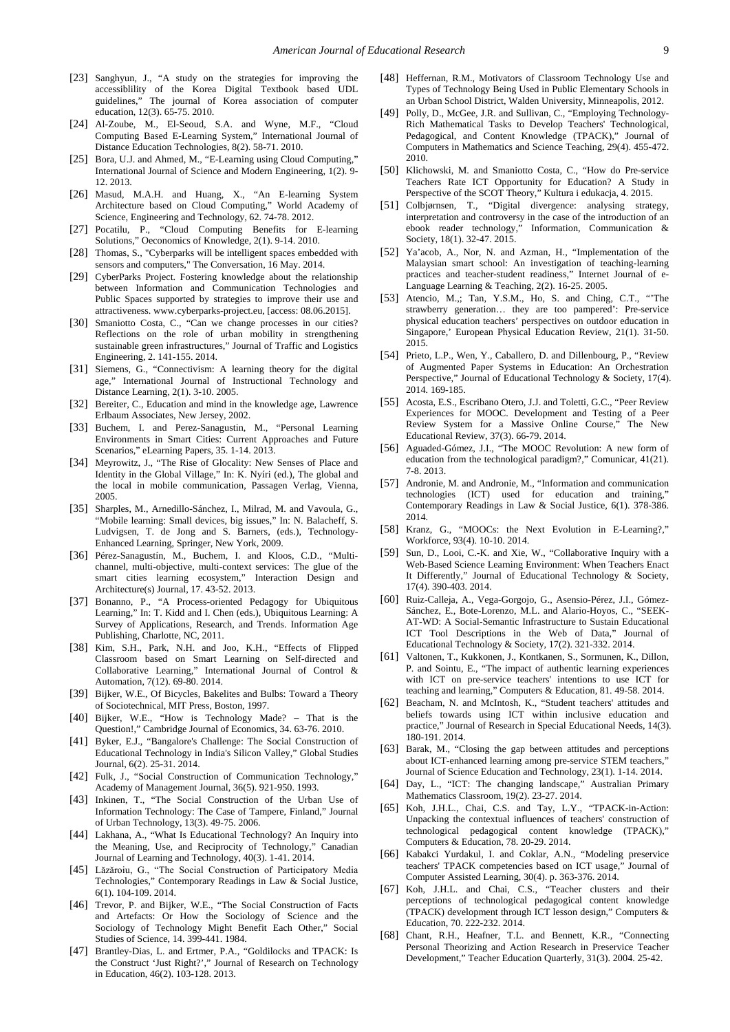[23] Sanghyun, J., "A study on the strategies for improving the accessiblility of the Korea Digital Textbook based UDL guidelines," The journal of Korea association of computer education, 12(3). 65-75. 2010.

[24] Al-Zoube, M., El-Seoud, S.A. and Wyne, M.F., "Cloud Computing Based E-Learning System," International Journal of Distance Education Technologies, 8(2). 58-71. 2010.

[25] Bora, U.J. and Ahmed, M., "E-Learning using Cloud Computing," International Journal of Science and Modern Engineering, 1(2). 9-12. 2013.

[26] Masud, M.A.H. and Huang, X., "An E-learning System Architecture based on Cloud Computing," World Academy of Science, Engineering and Technology, 62. 74-78. 2012.

[27] Pocatilu, P., "Cloud Computing Benefits for E-learning Solutions," Oeconomics of Knowledge, 2(1). 9-14. 2010.

[28] Thomas, S., "Cyberparks will be intelligent spaces embedded with sensors and computers," The Conversation, 16 May. 2014.

[29] CyberParks Project. Fostering knowledge about the relationship between Information and Communication Technologies and Public Spaces supported by strategies to improve their use and attractiveness. www.cyberparks-project.eu, [access: 08.06.2015].

[30] Smaniotto Costa, C., "Can we change processes in our cities? Reflections on the role of urban mobility in strengthening sustainable green infrastructures," Journal of Traffic and Logistics Engineering, 2. 141-155. 2014.

[31] Siemens, G., "Connectivism: A learning theory for the digital age," International Journal of Instructional Technology and Distance Learning, 2(1). 3-10. 2005.

[32] Bereiter, C., Education and mind in the knowledge age, Lawrence Erlbaum Associates, New Jersey, 2002.

[33] Buchem, I. and Perez-Sanagustin, M., "Personal Learning Environments in Smart Cities: Current Approaches and Future Scenarios," eLearning Papers, 35. 1-14. 2013.

[34] Meyrowitz, J., "The Rise of Glocality: New Senses of Place and Identity in the Global Village," In: K. Nyíri (ed.), The global and the local in mobile communication, Passagen Verlag, Vienna, 2005.

[35] Sharples, M., Arnedillo-Sánchez, I., Milrad, M. and Vavoula, G., "Mobile learning: Small devices, big issues," In: N. Balacheff, S. Ludvigsen, T. de Jong and S. Barners, (eds.), Technology-Enhanced Learning, Springer, New York, 2009.

[36] Pérez-Sanagustín, M., Buchem, I. and Kloos, C.D., "Multi-channel, multi-objective, multi-context services: The glue of the smart cities learning ecosystem," Interaction Design and Architecture(s) Journal, 17. 43-52. 2013.

[37] Bonanno, P., "A Process-oriented Pedagogy for Ubiquitous Learning," In: T. Kidd and I. Chen (eds.), Ubiquitous Learning: A Survey of Applications, Research, and Trends. Information Age Publishing, Charlotte, NC, 2011.

[38] Kim, S.H., Park, N.H. and Joo, K.H., "Effects of Flipped Classroom based on Smart Learning on Self-directed and Collaborative Learning," International Journal of Control & Automation, 7(12). 69-80. 2014.

[39] Bijker, W.E., Of Bicycles, Bakelites and Bulbs: Toward a Theory of Sociotechnical, MIT Press, Boston, 1997.

[40] Bijker, W.E., "How is Technology Made? – That is the Question!," Cambridge Journal of Economics, 34. 63-76. 2010.

[41] Byker, E.J., "Bangalore's Challenge: The Social Construction of Educational Technology in India's Silicon Valley," Global Studies Journal, 6(2). 25-31. 2014.

[42] Fulk, J., "Social Construction of Communication Technology," Academy of Management Journal, 36(5). 921-950. 1993.

[43] Inkinen, T., "The Social Construction of the Urban Use of Information Technology: The Case of Tampere, Finland," Journal of Urban Technology, 13(3). 49-75. 2006.

[44] Lakhana, A., "What Is Educational Technology? An Inquiry into the Meaning, Use, and Reciprocity of Technology," Canadian Journal of Learning and Technology, 40(3). 1-41. 2014.

[45] Lăzăroiu, G., "The Social Construction of Participatory Media Technologies," Contemporary Readings in Law & Social Justice, 6(1). 104-109. 2014.

[46] Trevor, P. and Bijker, W.E., "The Social Construction of Facts and Artefacts: Or How the Sociology of Science and the Sociology of Technology Might Benefit Each Other," Social Studies of Science, 14. 399-441. 1984.

[47] Brantley-Dias, L. and Ertmer, P.A., "Goldilocks and TPACK: Is the Construct 'Just Right?'," Journal of Research on Technology in Education, 46(2). 103-128. 2013.

[48] Heffernan, R.M., Motivators of Classroom Technology Use and Types of Technology Being Used in Public Elementary Schools in an Urban School District, Walden University, Minneapolis, 2012.

[49] Polly, D., McGee, J.R. and Sullivan, C., "Employing Technology-Rich Mathematical Tasks to Develop Teachers' Technological, Pedagogical, and Content Knowledge (TPACK)," Journal of Computers in Mathematics and Science Teaching, 29(4). 455-472. 2010.

[50] Klichowski, M. and Smaniotto Costa, C., "How do Pre-service Teachers Rate ICT Opportunity for Education? A Study in Perspective of the SCOT Theory," Kultura i edukacja, 4. 2015.

[51] Colbjørnsen, T., "Digital divergence: analysing strategy, interpretation and controversy in the case of the introduction of an ebook reader technology," Information, Communication & Society, 18(1). 32-47. 2015.

[52] Ya'acob, A., Nor, N. and Azman, H., "Implementation of the Malaysian smart school: An investigation of teaching-learning practices and teacher-student readiness," Internet Journal of e-Language Learning & Teaching, 2(2). 16-25. 2005.

[53] Atencio, M.,; Tan, Y.S.M., Ho, S. and Ching, C.T., "'The strawberry generation… they are too pampered': Pre-service physical education teachers' perspectives on outdoor education in Singapore,' European Physical Education Review, 21(1). 31-50. 2015.

[54] Prieto, L.P., Wen, Y., Caballero, D. and Dillenbourg, P., "Review of Augmented Paper Systems in Education: An Orchestration Perspective," Journal of Educational Technology & Society, 17(4). 2014. 169-185.

[55] Acosta, E.S., Escribano Otero, J.J. and Toletti, G.C., "Peer Review Experiences for MOOC. Development and Testing of a Peer Review System for a Massive Online Course," The New Educational Review, 37(3). 66-79. 2014.

[56] Aguaded-Gómez, J.I., "The MOOC Revolution: A new form of education from the technological paradigm?," Comunicar, 41(21). 7-8. 2013.

[57] Andronie, M. and Andronie, M., "Information and communication technologies (ICT) used for education and training," Contemporary Readings in Law & Social Justice, 6(1). 378-386. 2014.

[58] Kranz, G., "MOOCs: the Next Evolution in E-Learning?," Workforce, 93(4). 10-10. 2014.

[59] Sun, D., Looi, C.-K. and Xie, W., "Collaborative Inquiry with a Web-Based Science Learning Environment: When Teachers Enact It Differently," Journal of Educational Technology & Society, 17(4). 390-403. 2014.

[60] Ruiz-Calleja, A., Vega-Gorgojo, G., Asensio-Pérez, J.I., Gómez-Sánchez, E., Bote-Lorenzo, M.L. and Alario-Hoyos, C., "SEEK-AT-WD: A Social-Semantic Infrastructure to Sustain Educational ICT Tool Descriptions in the Web of Data," Journal of Educational Technology & Society, 17(2). 321-332. 2014.

[61] Valtonen, T., Kukkonen, J., Kontkanen, S., Sormunen, K., Dillon, P. and Sointu, E., "The impact of authentic learning experiences with ICT on pre-service teachers' intentions to use ICT for teaching and learning," Computers & Education, 81. 49-58. 2014.

[62] Beacham, N. and McIntosh, K., "Student teachers' attitudes and beliefs towards using ICT within inclusive education and practice," Journal of Research in Special Educational Needs, 14(3). 180-191. 2014.

[63] Barak, M., "Closing the gap between attitudes and perceptions about ICT-enhanced learning among pre-service STEM teachers," Journal of Science Education and Technology, 23(1). 1-14. 2014.

[64] Day, L., "ICT: The changing landscape," Australian Primary Mathematics Classroom, 19(2). 23-27. 2014.

[65] Koh, J.H.L., Chai, C.S. and Tay, L.Y., "TPACK-in-Action: Unpacking the contextual influences of teachers' construction of technological pedagogical content knowledge (TPACK)," Computers & Education, 78. 20-29. 2014.

[66] Kabakci Yurdakul, I. and Coklar, A.N., "Modeling preservice teachers' TPACK competencies based on ICT usage," Journal of Computer Assisted Learning, 30(4). p. 363-376. 2014.

[67] Koh, J.H.L. and Chai, C.S., "Teacher clusters and their perceptions of technological pedagogical content knowledge (TPACK) development through ICT lesson design," Computers & Education, 70. 222-232. 2014.

[68] Chant, R.H., Heafner, T.L. and Bennett, K.R., "Connecting Personal Theorizing and Action Research in Preservice Teacher Development," Teacher Education Quarterly, 31(3). 2004. 25-42.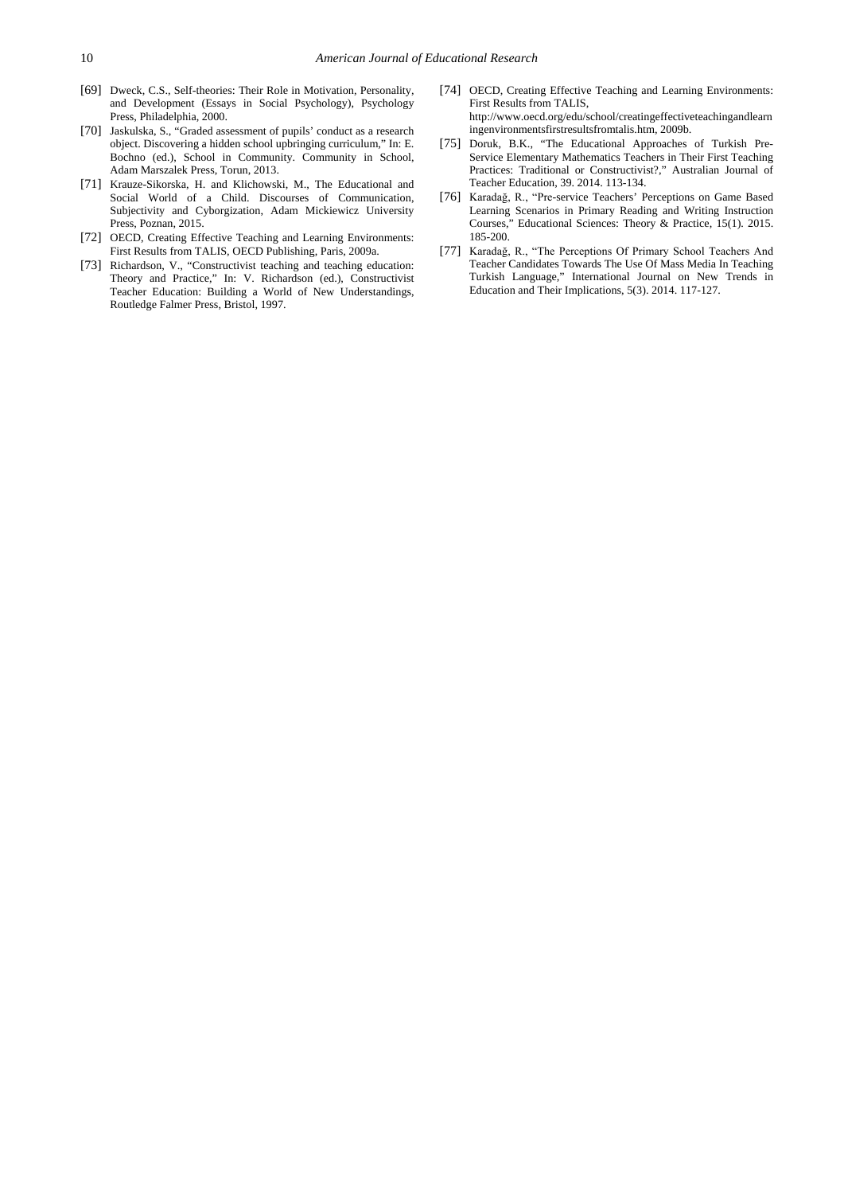[69] Dweck, C.S., Self-theories: Their Role in Motivation, Personality, and Development (Essays in Social Psychology), Psychology Press, Philadelphia, 2000.

[70] Jaskulska, S., "Graded assessment of pupils' conduct as a research object. Discovering a hidden school upbringing curriculum," In: E. Bochno (ed.), School in Community. Community in School, Adam Marszalek Press, Torun, 2013.

[71] Krauze-Sikorska, H. and Klichowski, M., The Educational and Social World of a Child. Discourses of Communication, Subjectivity and Cyborgization, Adam Mickiewicz University Press, Poznan, 2015.

[72] OECD, Creating Effective Teaching and Learning Environments: First Results from TALIS, OECD Publishing, Paris, 2009a.

[73] Richardson, V., "Constructivist teaching and teaching education: Theory and Practice," In: V. Richardson (ed.), Constructivist Teacher Education: Building a World of New Understandings, Routledge Falmer Press, Bristol, 1997.

[74] OECD, Creating Effective Teaching and Learning Environments: First Results from TALIS, http://www.oecd.org/edu/school/creatingeffectiveteachingandlearningenvironmentsfirstresultsfromtalis.htm, 2009b.

[75] Doruk, B.K., "The Educational Approaches of Turkish Pre-Service Elementary Mathematics Teachers in Their First Teaching Practices: Traditional or Constructivist?," Australian Journal of Teacher Education, 39. 2014. 113-134.

[76] Karadağ, R., "Pre-service Teachers' Perceptions on Game Based Learning Scenarios in Primary Reading and Writing Instruction Courses," Educational Sciences: Theory & Practice, 15(1). 2015. 185-200.

[77] Karadağ, R., "The Perceptions Of Primary School Teachers And Teacher Candidates Towards The Use Of Mass Media In Teaching Turkish Language," International Journal on New Trends in Education and Their Implications, 5(3). 2014. 117-127.